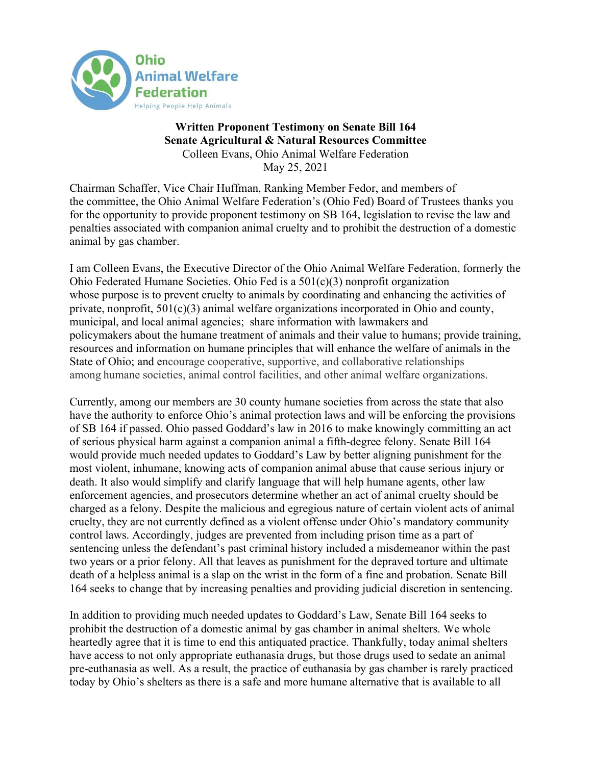Ohio Animal Welfare Federation

Helping People Help Animals

**Written Proponent Testimony on Senate Bill 164**
**Senate Agricultural & Natural Resources Committee**
Colleen Evans, Ohio Animal Welfare Federation
May 25, 2021

Chairman Schaffer, Vice Chair Huffman, Ranking Member Fedor, and members of the committee, the Ohio Animal Welfare Federation's (Ohio Fed) Board of Trustees thanks you for the opportunity to provide proponent testimony on SB 164, legislation to revise the law and penalties associated with companion animal cruelty and to prohibit the destruction of a domestic animal by gas chamber.

I am Colleen Evans, the Executive Director of the Ohio Animal Welfare Federation, formerly the Ohio Federated Humane Societies. Ohio Fed is a 501(c)(3) nonprofit organization whose purpose is to prevent cruelty to animals by coordinating and enhancing the activities of private, nonprofit, 501(c)(3) animal welfare organizations incorporated in Ohio and county, municipal, and local animal agencies; share information with lawmakers and policymakers about the humane treatment of animals and their value to humans; provide training, resources and information on humane principles that will enhance the welfare of animals in the State of Ohio; and encourage cooperative, supportive, and collaborative relationships among humane societies, animal control facilities, and other animal welfare organizations.

Currently, among our members are 30 county humane societies from across the state that also have the authority to enforce Ohio's animal protection laws and will be enforcing the provisions of SB 164 if passed. Ohio passed Goddard's law in 2016 to make knowingly committing an act of serious physical harm against a companion animal a fifth-degree felony. Senate Bill 164 would provide much needed updates to Goddard's Law by better aligning punishment for the most violent, inhumane, knowing acts of companion animal abuse that cause serious injury or death. It also would simplify and clarify language that will help humane agents, other law enforcement agencies, and prosecutors determine whether an act of animal cruelty should be charged as a felony. Despite the malicious and egregious nature of certain violent acts of animal cruelty, they are not currently defined as a violent offense under Ohio's mandatory community control laws. Accordingly, judges are prevented from including prison time as a part of sentencing unless the defendant's past criminal history included a misdemeanor within the past two years or a prior felony. All that leaves as punishment for the depraved torture and ultimate death of a helpless animal is a slap on the wrist in the form of a fine and probation. Senate Bill 164 seeks to change that by increasing penalties and providing judicial discretion in sentencing.

In addition to providing much needed updates to Goddard's Law, Senate Bill 164 seeks to prohibit the destruction of a domestic animal by gas chamber in animal shelters. We whole heartedly agree that it is time to end this antiquated practice. Thankfully, today animal shelters have access to not only appropriate euthanasia drugs, but those drugs used to sedate an animal pre-euthanasia as well. As a result, the practice of euthanasia by gas chamber is rarely practiced today by Ohio's shelters as there is a safe and more humane alternative that is available to all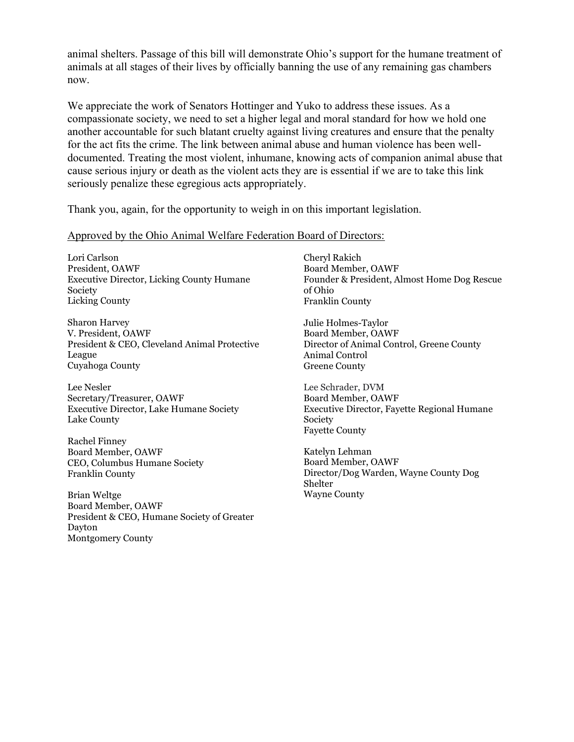animal shelters. Passage of this bill will demonstrate Ohio's support for the humane treatment of animals at all stages of their lives by officially banning the use of any remaining gas chambers now.

We appreciate the work of Senators Hottinger and Yuko to address these issues. As a compassionate society, we need to set a higher legal and moral standard for how we hold one another accountable for such blatant cruelty against living creatures and ensure that the penalty for the act fits the crime. The link between animal abuse and human violence has been well-documented. Treating the most violent, inhumane, knowing acts of companion animal abuse that cause serious injury or death as the violent acts they are is essential if we are to take this link seriously penalize these egregious acts appropriately.

Thank you, again, for the opportunity to weigh in on this important legislation.

<u>Approved by the Ohio Animal Welfare Federation Board of Directors:</u>

Lori Carlson
President, OAWF
Executive Director, Licking County Humane Society
Licking County

Sharon Harvey
V. President, OAWF
President & CEO, Cleveland Animal Protective League
Cuyahoga County

Lee Nesler
Secretary/Treasurer, OAWF
Executive Director, Lake Humane Society
Lake County

Rachel Finney
Board Member, OAWF
CEO, Columbus Humane Society
Franklin County

Brian Weltge
Board Member, OAWF
President & CEO, Humane Society of Greater Dayton
Montgomery County

Cheryl Rakich
Board Member, OAWF
Founder & President, Almost Home Dog Rescue of Ohio
Franklin County

Julie Holmes-Taylor
Board Member, OAWF
Director of Animal Control, Greene County Animal Control
Greene County

Lee Schrader, DVM
Board Member, OAWF
Executive Director, Fayette Regional Humane Society
Fayette County

Katelyn Lehman
Board Member, OAWF
Director/Dog Warden, Wayne County Dog Shelter
Wayne County